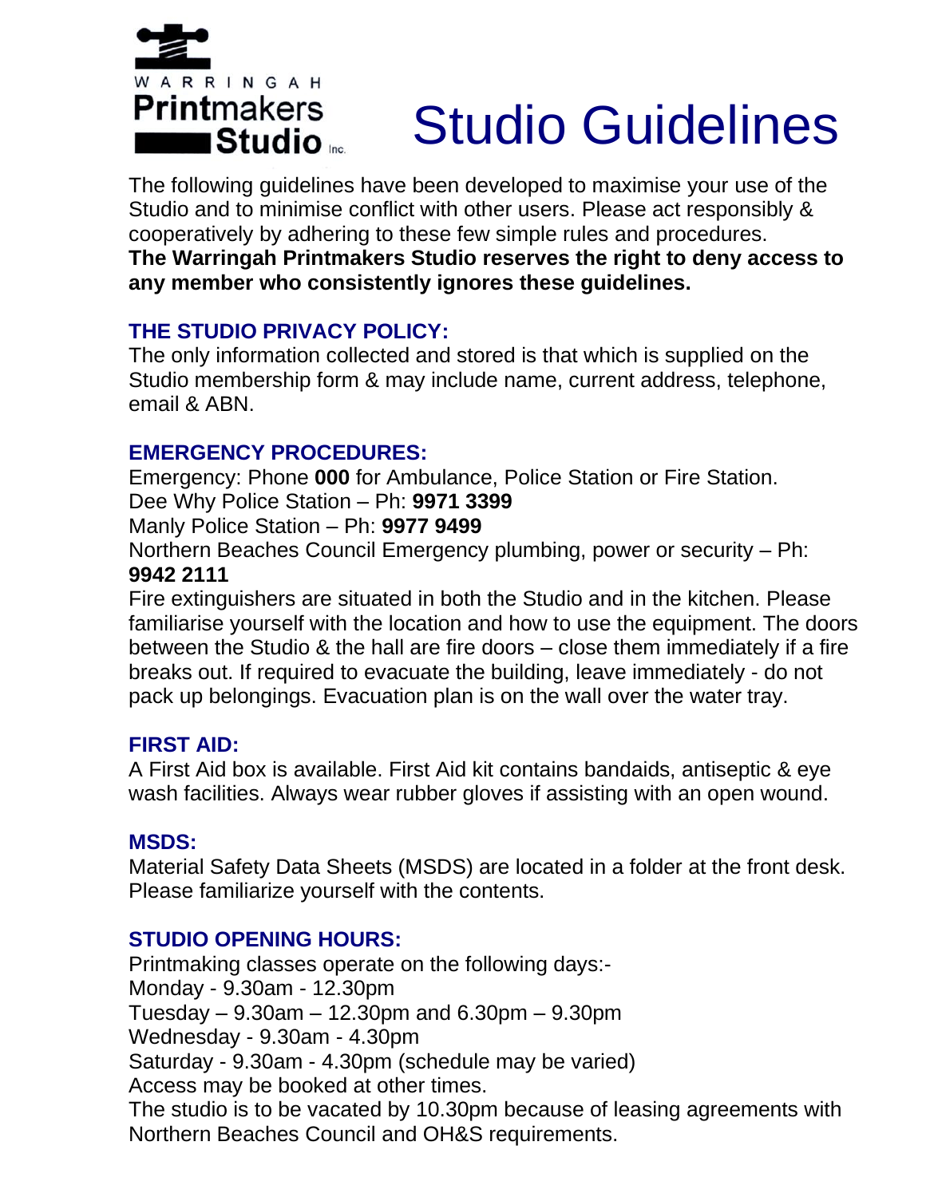WARRINGAH Printmakers Studio Inc.

# Studio Guidelines

The following guidelines have been developed to maximise your use of the Studio and to minimise conflict with other users. Please act responsibly & cooperatively by adhering to these few simple rules and procedures.
**The Warringah Printmakers Studio reserves the right to deny access to any member who consistently ignores these guidelines.**

## THE STUDIO PRIVACY POLICY:

The only information collected and stored is that which is supplied on the Studio membership form & may include name, current address, telephone, email & ABN.

## EMERGENCY PROCEDURES:

Emergency: Phone **000** for Ambulance, Police Station or Fire Station.
Dee Why Police Station – Ph: **9971 3399**
Manly Police Station – Ph: **9977 9499**
Northern Beaches Council Emergency plumbing, power or security – Ph: **9942 2111**
Fire extinguishers are situated in both the Studio and in the kitchen. Please familiarise yourself with the location and how to use the equipment. The doors between the Studio & the hall are fire doors – close them immediately if a fire breaks out. If required to evacuate the building, leave immediately - do not pack up belongings. Evacuation plan is on the wall over the water tray.

## FIRST AID:

A First Aid box is available. First Aid kit contains bandaids, antiseptic & eye wash facilities. Always wear rubber gloves if assisting with an open wound.

## MSDS:

Material Safety Data Sheets (MSDS) are located in a folder at the front desk. Please familiarize yourself with the contents.

## STUDIO OPENING HOURS:

Printmaking classes operate on the following days:-
Monday - 9.30am - 12.30pm
Tuesday – 9.30am – 12.30pm and 6.30pm – 9.30pm
Wednesday - 9.30am - 4.30pm
Saturday - 9.30am - 4.30pm (schedule may be varied)
Access may be booked at other times.
The studio is to be vacated by 10.30pm because of leasing agreements with Northern Beaches Council and OH&S requirements.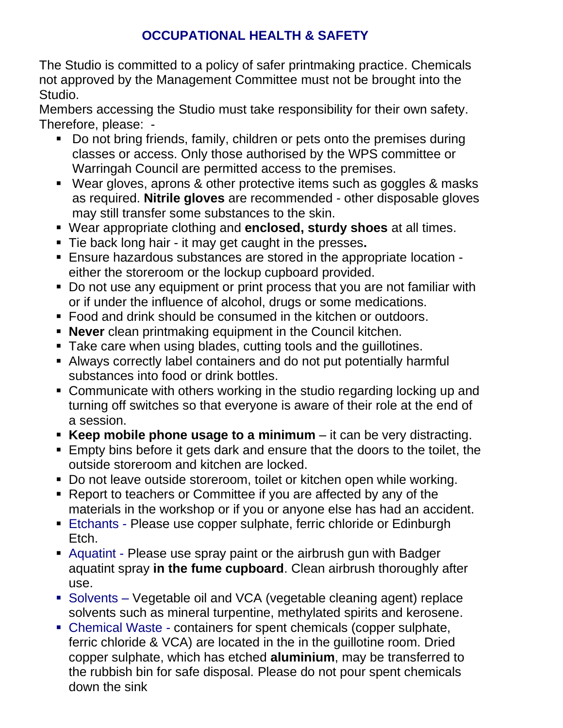## OCCUPATIONAL HEALTH & SAFETY

The Studio is committed to a policy of safer printmaking practice. Chemicals not approved by the Management Committee must not be brought into the Studio.

Members accessing the Studio must take responsibility for their own safety. Therefore, please: -

- Do not bring friends, family, children or pets onto the premises during classes or access. Only those authorised by the WPS committee or Warringah Council are permitted access to the premises.
- Wear gloves, aprons & other protective items such as goggles & masks as required. **Nitrile gloves** are recommended - other disposable gloves may still transfer some substances to the skin.
- Wear appropriate clothing and **enclosed, sturdy shoes** at all times.
- Tie back long hair - it may get caught in the presses**.**
- Ensure hazardous substances are stored in the appropriate location - either the storeroom or the lockup cupboard provided.
- Do not use any equipment or print process that you are not familiar with or if under the influence of alcohol, drugs or some medications.
- Food and drink should be consumed in the kitchen or outdoors.
- **Never** clean printmaking equipment in the Council kitchen.
- Take care when using blades, cutting tools and the guillotines.
- Always correctly label containers and do not put potentially harmful substances into food or drink bottles.
- Communicate with others working in the studio regarding locking up and turning off switches so that everyone is aware of their role at the end of a session.
- **Keep mobile phone usage to a minimum** – it can be very distracting.
- Empty bins before it gets dark and ensure that the doors to the toilet, the outside storeroom and kitchen are locked.
- Do not leave outside storeroom, toilet or kitchen open while working.
- Report to teachers or Committee if you are affected by any of the materials in the workshop or if you or anyone else has had an accident.
- Etchants - Please use copper sulphate, ferric chloride or Edinburgh Etch.
- Aquatint - Please use spray paint or the airbrush gun with Badger aquatint spray **in the fume cupboard**. Clean airbrush thoroughly after use.
- Solvents – Vegetable oil and VCA (vegetable cleaning agent) replace solvents such as mineral turpentine, methylated spirits and kerosene.
- Chemical Waste - containers for spent chemicals (copper sulphate, ferric chloride & VCA) are located in the in the guillotine room. Dried copper sulphate, which has etched **aluminium**, may be transferred to the rubbish bin for safe disposal. Please do not pour spent chemicals down the sink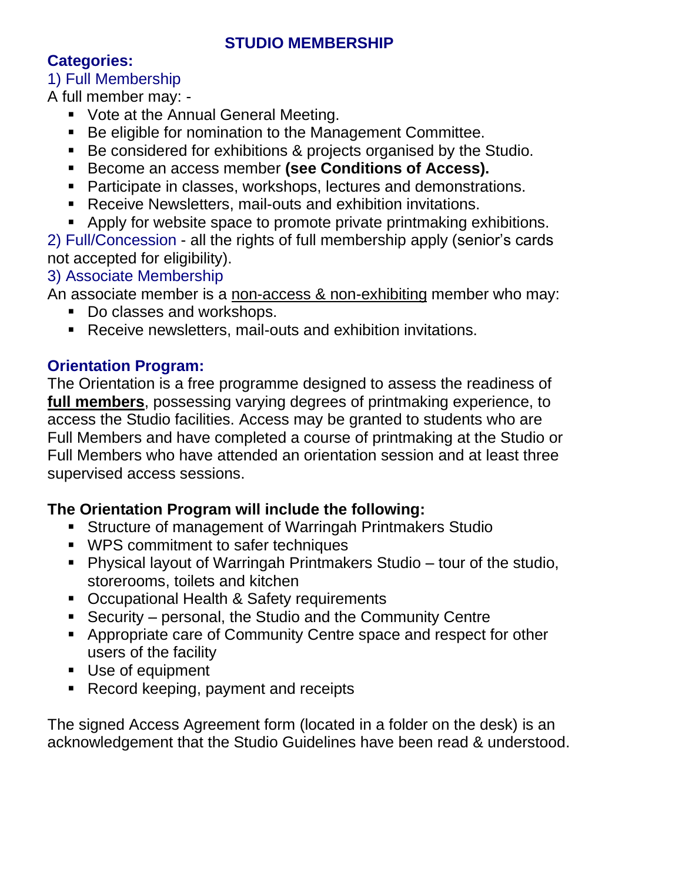## STUDIO MEMBERSHIP

### Categories:

1) Full Membership

A full member may: -

- Vote at the Annual General Meeting.
- Be eligible for nomination to the Management Committee.
- Be considered for exhibitions & projects organised by the Studio.
- Become an access member **(see Conditions of Access).**
- Participate in classes, workshops, lectures and demonstrations.
- Receive Newsletters, mail-outs and exhibition invitations.
- Apply for website space to promote private printmaking exhibitions.

2) Full/Concession - all the rights of full membership apply (senior's cards not accepted for eligibility).

3) Associate Membership

An associate member is a <u>non-access & non-exhibiting</u> member who may:

- Do classes and workshops.
- Receive newsletters, mail-outs and exhibition invitations.

### Orientation Program:

The Orientation is a free programme designed to assess the readiness of **<u>full members</u>**, possessing varying degrees of printmaking experience, to access the Studio facilities. Access may be granted to students who are Full Members and have completed a course of printmaking at the Studio or Full Members who have attended an orientation session and at least three supervised access sessions.

**The Orientation Program will include the following:**

- Structure of management of Warringah Printmakers Studio
- WPS commitment to safer techniques
- Physical layout of Warringah Printmakers Studio – tour of the studio, storerooms, toilets and kitchen
- Occupational Health & Safety requirements
- Security – personal, the Studio and the Community Centre
- Appropriate care of Community Centre space and respect for other users of the facility
- Use of equipment
- Record keeping, payment and receipts

The signed Access Agreement form (located in a folder on the desk) is an acknowledgement that the Studio Guidelines have been read & understood.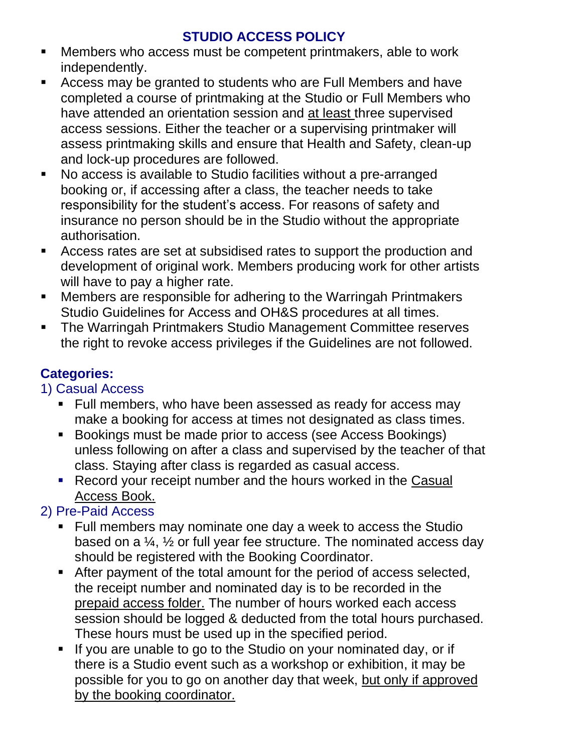## STUDIO ACCESS POLICY

- Members who access must be competent printmakers, able to work independently.
- Access may be granted to students who are Full Members and have completed a course of printmaking at the Studio or Full Members who have attended an orientation session and <u>at least</u> three supervised access sessions. Either the teacher or a supervising printmaker will assess printmaking skills and ensure that Health and Safety, clean-up and lock-up procedures are followed.
- No access is available to Studio facilities without a pre-arranged booking or, if accessing after a class, the teacher needs to take responsibility for the student's access. For reasons of safety and insurance no person should be in the Studio without the appropriate authorisation.
- Access rates are set at subsidised rates to support the production and development of original work. Members producing work for other artists will have to pay a higher rate.
- Members are responsible for adhering to the Warringah Printmakers Studio Guidelines for Access and OH&S procedures at all times.
- The Warringah Printmakers Studio Management Committee reserves the right to revoke access privileges if the Guidelines are not followed.

### Categories:

#### 1) Casual Access

- Full members, who have been assessed as ready for access may make a booking for access at times not designated as class times.
- Bookings must be made prior to access (see Access Bookings) unless following on after a class and supervised by the teacher of that class. Staying after class is regarded as casual access.
- Record your receipt number and the hours worked in the <u>Casual Access Book.</u>

#### 2) Pre-Paid Access

- Full members may nominate one day a week to access the Studio based on a ¼, ½ or full year fee structure. The nominated access day should be registered with the Booking Coordinator.
- After payment of the total amount for the period of access selected, the receipt number and nominated day is to be recorded in the <u>prepaid access folder.</u> The number of hours worked each access session should be logged & deducted from the total hours purchased. These hours must be used up in the specified period.
- If you are unable to go to the Studio on your nominated day, or if there is a Studio event such as a workshop or exhibition, it may be possible for you to go on another day that week, <u>but only if approved by the booking coordinator.</u>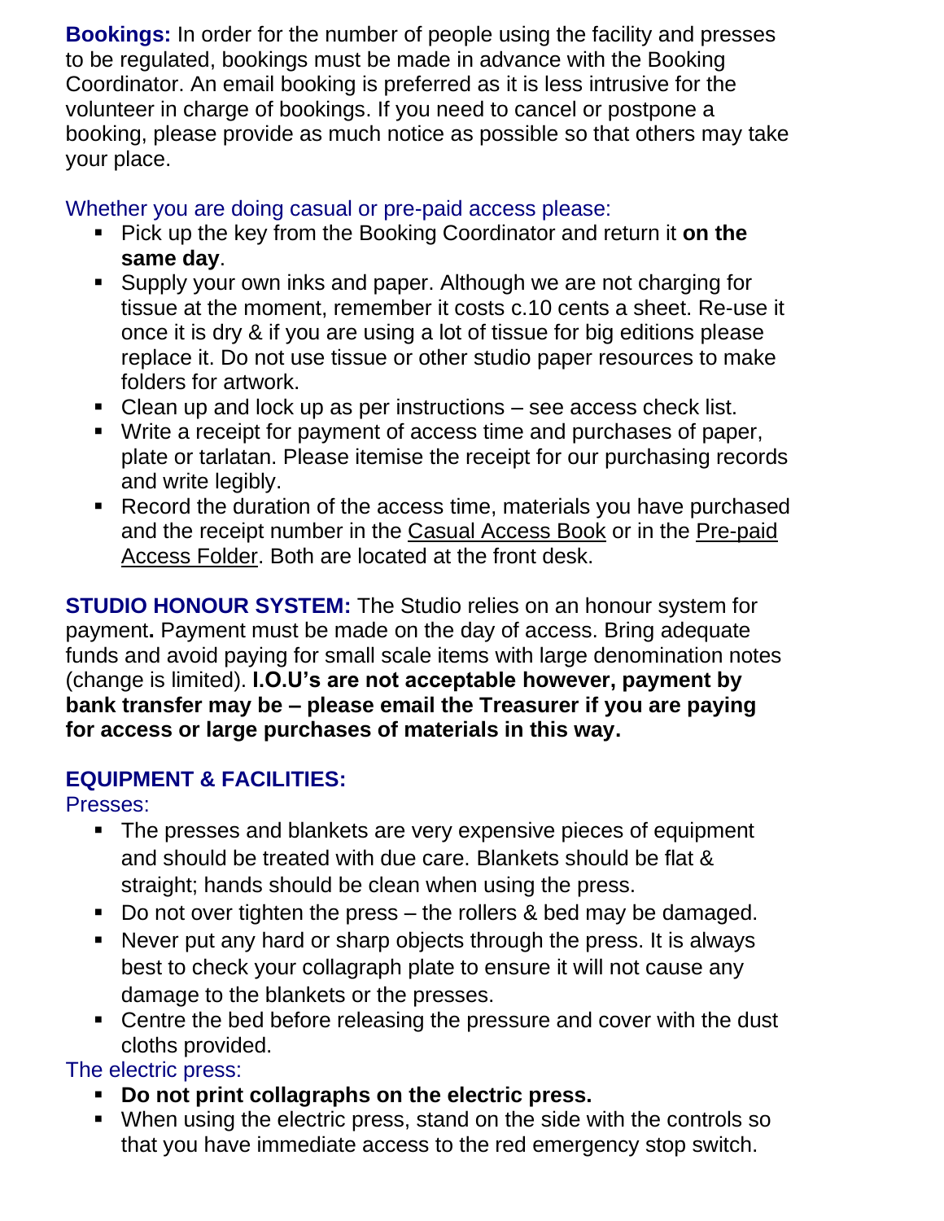**Bookings:** In order for the number of people using the facility and presses to be regulated, bookings must be made in advance with the Booking Coordinator. An email booking is preferred as it is less intrusive for the volunteer in charge of bookings. If you need to cancel or postpone a booking, please provide as much notice as possible so that others may take your place.

Whether you are doing casual or pre-paid access please:

- Pick up the key from the Booking Coordinator and return it **on the same day**.
- Supply your own inks and paper. Although we are not charging for tissue at the moment, remember it costs c.10 cents a sheet. Re-use it once it is dry & if you are using a lot of tissue for big editions please replace it. Do not use tissue or other studio paper resources to make folders for artwork.
- Clean up and lock up as per instructions – see access check list.
- Write a receipt for payment of access time and purchases of paper, plate or tarlatan. Please itemise the receipt for our purchasing records and write legibly.
- Record the duration of the access time, materials you have purchased and the receipt number in the Casual Access Book or in the Pre-paid Access Folder. Both are located at the front desk.

**STUDIO HONOUR SYSTEM:** The Studio relies on an honour system for payment**.** Payment must be made on the day of access. Bring adequate funds and avoid paying for small scale items with large denomination notes (change is limited). **I.O.U's are not acceptable however, payment by bank transfer may be – please email the Treasurer if you are paying for access or large purchases of materials in this way.**

## EQUIPMENT & FACILITIES:

Presses:

- The presses and blankets are very expensive pieces of equipment and should be treated with due care. Blankets should be flat & straight; hands should be clean when using the press.
- Do not over tighten the press – the rollers & bed may be damaged.
- Never put any hard or sharp objects through the press. It is always best to check your collagraph plate to ensure it will not cause any damage to the blankets or the presses.
- Centre the bed before releasing the pressure and cover with the dust cloths provided.

The electric press:

- **Do not print collagraphs on the electric press.**
- When using the electric press, stand on the side with the controls so that you have immediate access to the red emergency stop switch.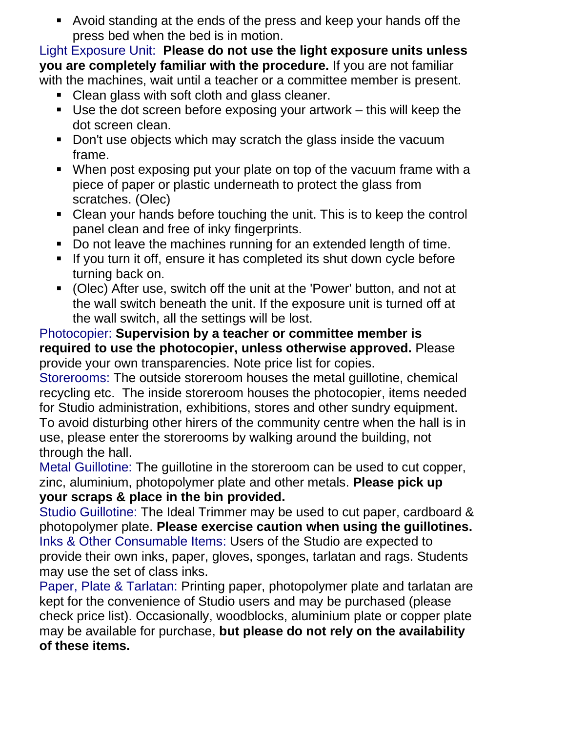- Avoid standing at the ends of the press and keep your hands off the press bed when the bed is in motion.

Light Exposure Unit: **Please do not use the light exposure units unless you are completely familiar with the procedure.** If you are not familiar with the machines, wait until a teacher or a committee member is present.

- Clean glass with soft cloth and glass cleaner.
- Use the dot screen before exposing your artwork – this will keep the dot screen clean.
- Don't use objects which may scratch the glass inside the vacuum frame.
- When post exposing put your plate on top of the vacuum frame with a piece of paper or plastic underneath to protect the glass from scratches. (Olec)
- Clean your hands before touching the unit. This is to keep the control panel clean and free of inky fingerprints.
- Do not leave the machines running for an extended length of time.
- If you turn it off, ensure it has completed its shut down cycle before turning back on.
- (Olec) After use, switch off the unit at the 'Power' button, and not at the wall switch beneath the unit. If the exposure unit is turned off at the wall switch, all the settings will be lost.

Photocopier: **Supervision by a teacher or committee member is required to use the photocopier, unless otherwise approved.** Please provide your own transparencies. Note price list for copies.

Storerooms: The outside storeroom houses the metal guillotine, chemical recycling etc. The inside storeroom houses the photocopier, items needed for Studio administration, exhibitions, stores and other sundry equipment. To avoid disturbing other hirers of the community centre when the hall is in use, please enter the storerooms by walking around the building, not through the hall.

Metal Guillotine: The guillotine in the storeroom can be used to cut copper, zinc, aluminium, photopolymer plate and other metals. **Please pick up your scraps & place in the bin provided.**

Studio Guillotine: The Ideal Trimmer may be used to cut paper, cardboard & photopolymer plate. **Please exercise caution when using the guillotines.**

Inks & Other Consumable Items: Users of the Studio are expected to provide their own inks, paper, gloves, sponges, tarlatan and rags. Students may use the set of class inks.

Paper, Plate & Tarlatan: Printing paper, photopolymer plate and tarlatan are kept for the convenience of Studio users and may be purchased (please check price list). Occasionally, woodblocks, aluminium plate or copper plate may be available for purchase, **but please do not rely on the availability of these items.**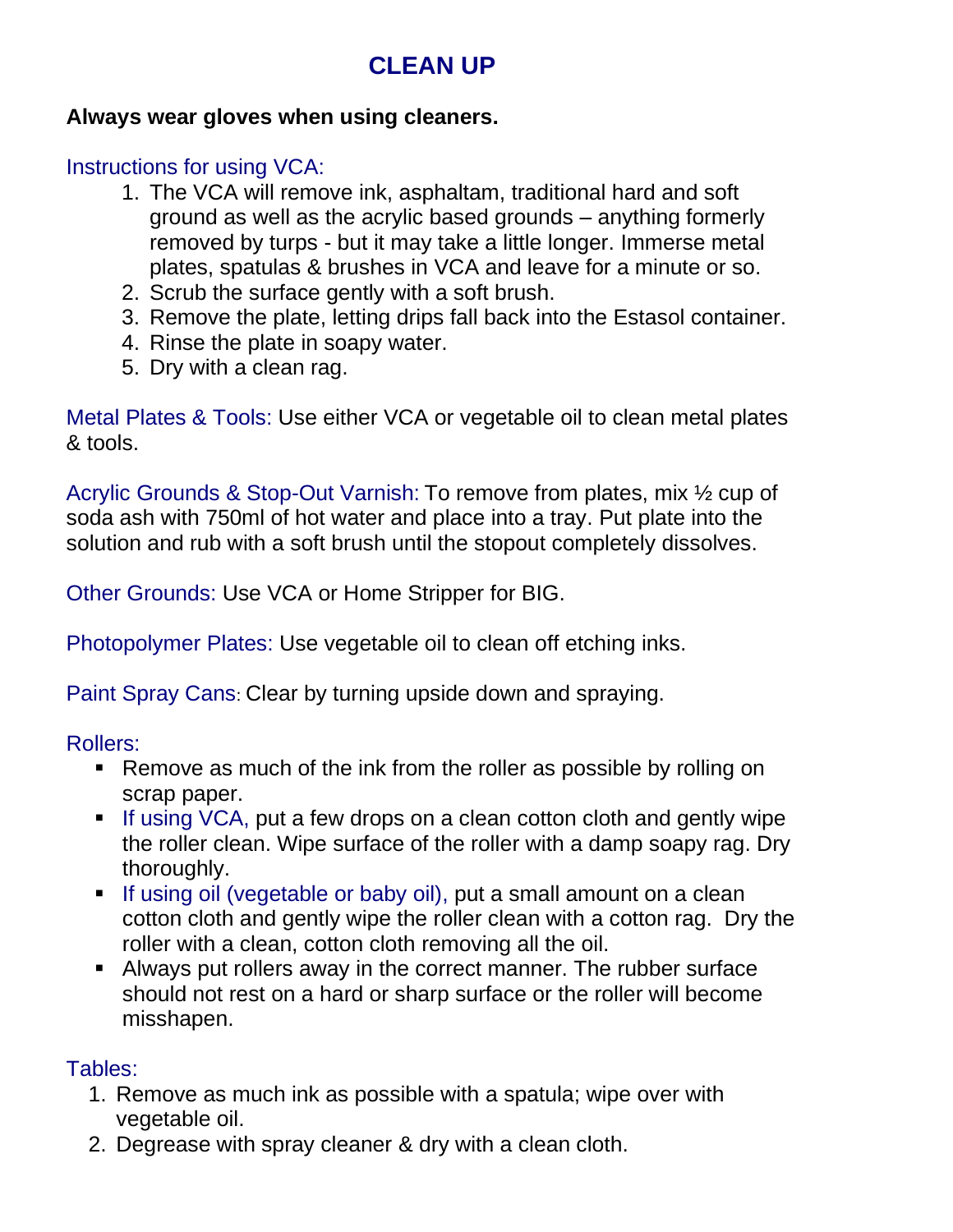# CLEAN UP

**Always wear gloves when using cleaners.**

Instructions for using VCA:

1. The VCA will remove ink, asphaltam, traditional hard and soft ground as well as the acrylic based grounds – anything formerly removed by turps - but it may take a little longer. Immerse metal plates, spatulas & brushes in VCA and leave for a minute or so.
2. Scrub the surface gently with a soft brush.
3. Remove the plate, letting drips fall back into the Estasol container.
4. Rinse the plate in soapy water.
5. Dry with a clean rag.

Metal Plates & Tools: Use either VCA or vegetable oil to clean metal plates & tools.

Acrylic Grounds & Stop-Out Varnish: To remove from plates, mix ½ cup of soda ash with 750ml of hot water and place into a tray. Put plate into the solution and rub with a soft brush until the stopout completely dissolves.

Other Grounds: Use VCA or Home Stripper for BIG.

Photopolymer Plates: Use vegetable oil to clean off etching inks.

Paint Spray Cans: Clear by turning upside down and spraying.

Rollers:

- Remove as much of the ink from the roller as possible by rolling on scrap paper.
- If using VCA, put a few drops on a clean cotton cloth and gently wipe the roller clean. Wipe surface of the roller with a damp soapy rag. Dry thoroughly.
- If using oil (vegetable or baby oil), put a small amount on a clean cotton cloth and gently wipe the roller clean with a cotton rag. Dry the roller with a clean, cotton cloth removing all the oil.
- Always put rollers away in the correct manner. The rubber surface should not rest on a hard or sharp surface or the roller will become misshapen.

Tables:

1. Remove as much ink as possible with a spatula; wipe over with vegetable oil.
2. Degrease with spray cleaner & dry with a clean cloth.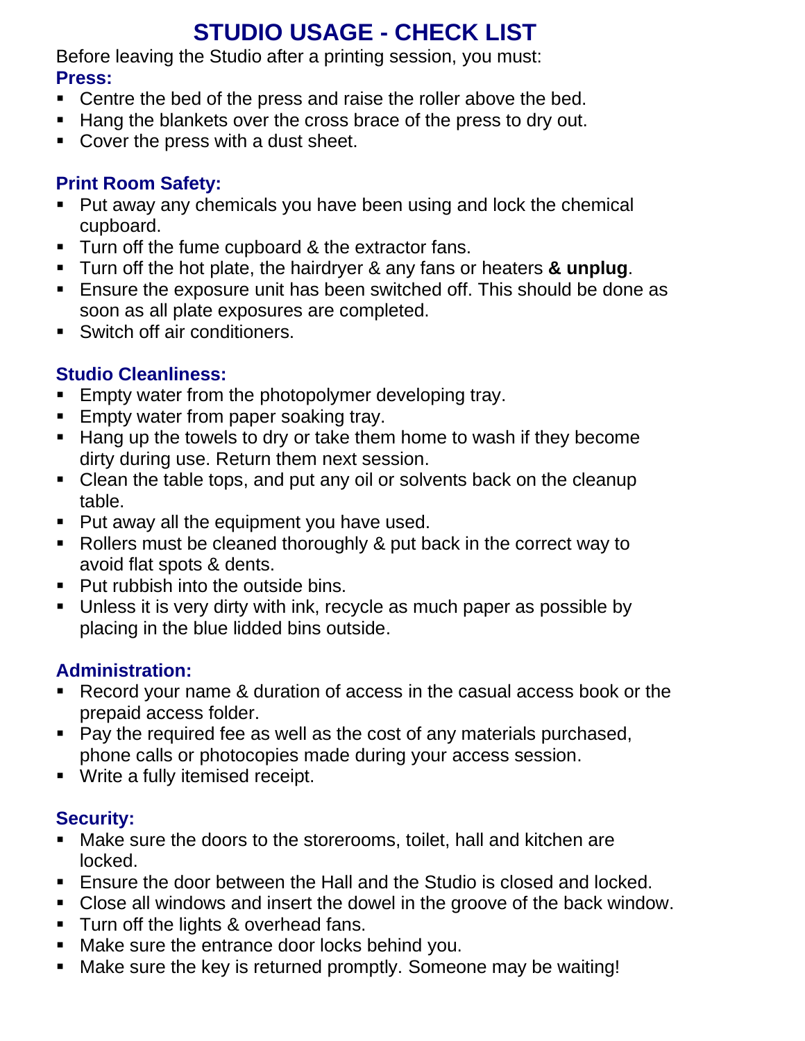# STUDIO USAGE - CHECK LIST

Before leaving the Studio after a printing session, you must:

### Press:

- Centre the bed of the press and raise the roller above the bed.
- Hang the blankets over the cross brace of the press to dry out.
- Cover the press with a dust sheet.

### Print Room Safety:

- Put away any chemicals you have been using and lock the chemical cupboard.
- Turn off the fume cupboard & the extractor fans.
- Turn off the hot plate, the hairdryer & any fans or heaters **& unplug**.
- Ensure the exposure unit has been switched off. This should be done as soon as all plate exposures are completed.
- Switch off air conditioners.

### Studio Cleanliness:

- Empty water from the photopolymer developing tray.
- Empty water from paper soaking tray.
- Hang up the towels to dry or take them home to wash if they become dirty during use. Return them next session.
- Clean the table tops, and put any oil or solvents back on the cleanup table.
- Put away all the equipment you have used.
- Rollers must be cleaned thoroughly & put back in the correct way to avoid flat spots & dents.
- Put rubbish into the outside bins.
- Unless it is very dirty with ink, recycle as much paper as possible by placing in the blue lidded bins outside.

### Administration:

- Record your name & duration of access in the casual access book or the prepaid access folder.
- Pay the required fee as well as the cost of any materials purchased, phone calls or photocopies made during your access session.
- Write a fully itemised receipt.

### Security:

- Make sure the doors to the storerooms, toilet, hall and kitchen are locked.
- Ensure the door between the Hall and the Studio is closed and locked.
- Close all windows and insert the dowel in the groove of the back window.
- Turn off the lights & overhead fans.
- Make sure the entrance door locks behind you.
- Make sure the key is returned promptly. Someone may be waiting!